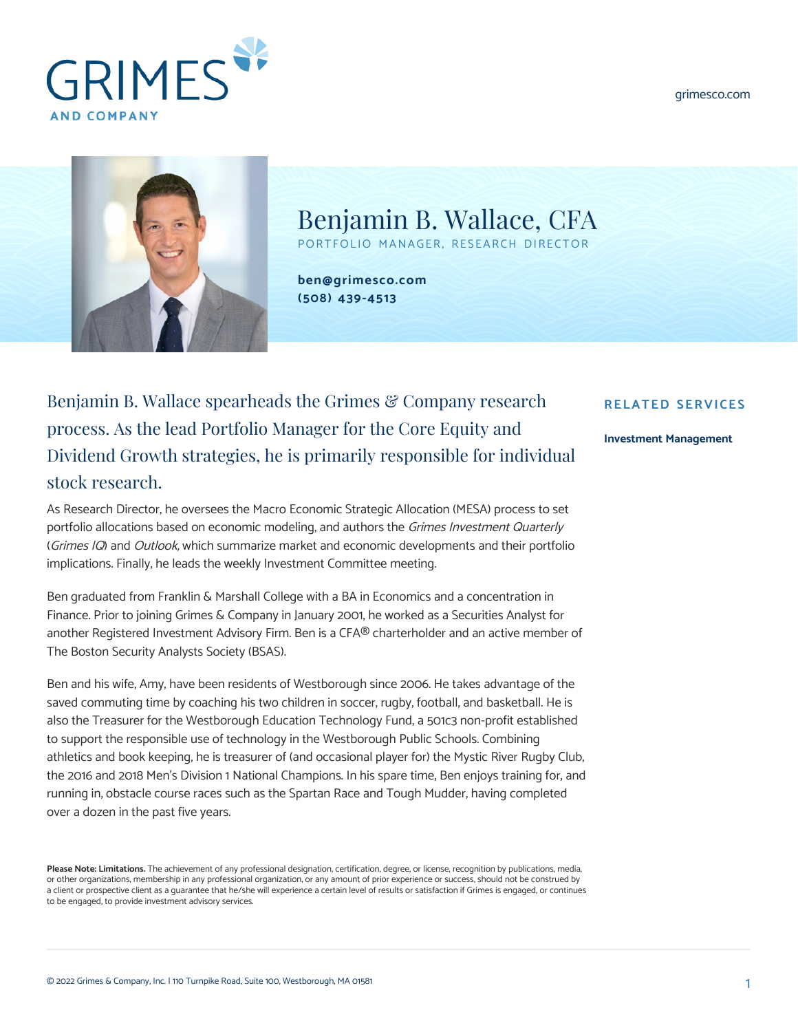GRIMES AND COMPANY

grimesco.com

# Benjamin B. Wallace, CFA

PORTFOLIO MANAGER, RESEARCH DIRECTOR

**ben@grimesco.com**
**(508) 439-4513**

## Benjamin B. Wallace spearheads the Grimes & Company research process. As the lead Portfolio Manager for the Core Equity and Dividend Growth strategies, he is primarily responsible for individual stock research.

As Research Director, he oversees the Macro Economic Strategic Allocation (MESA) process to set portfolio allocations based on economic modeling, and authors the *Grimes Investment Quarterly* (*Grimes IQ*) and *Outlook,* which summarize market and economic developments and their portfolio implications. Finally, he leads the weekly Investment Committee meeting.

Ben graduated from Franklin & Marshall College with a BA in Economics and a concentration in Finance. Prior to joining Grimes & Company in January 2001, he worked as a Securities Analyst for another Registered Investment Advisory Firm. Ben is a CFA® charterholder and an active member of The Boston Security Analysts Society (BSAS).

Ben and his wife, Amy, have been residents of Westborough since 2006. He takes advantage of the saved commuting time by coaching his two children in soccer, rugby, football, and basketball. He is also the Treasurer for the Westborough Education Technology Fund, a 501c3 non-profit established to support the responsible use of technology in the Westborough Public Schools. Combining athletics and book keeping, he is treasurer of (and occasional player for) the Mystic River Rugby Club, the 2016 and 2018 Men's Division 1 National Champions. In his spare time, Ben enjoys training for, and running in, obstacle course races such as the Spartan Race and Tough Mudder, having completed over a dozen in the past five years.

### RELATED SERVICES

**Investment Management**

**Please Note: Limitations.** The achievement of any professional designation, certification, degree, or license, recognition by publications, media, or other organizations, membership in any professional organization, or any amount of prior experience or success, should not be construed by a client or prospective client as a guarantee that he/she will experience a certain level of results or satisfaction if Grimes is engaged, or continues to be engaged, to provide investment advisory services.

© 2022 Grimes & Company, Inc. | 110 Turnpike Road, Suite 100, Westborough, MA 01581